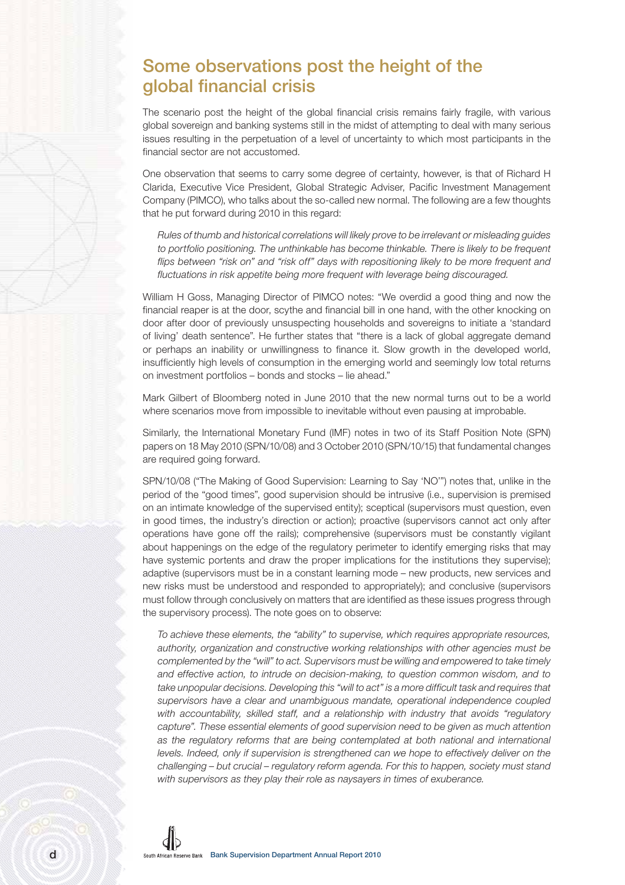## Some observations post the height of the global financial crisis

The scenario post the height of the global financial crisis remains fairly fragile, with various global sovereign and banking systems still in the midst of attempting to deal with many serious issues resulting in the perpetuation of a level of uncertainty to which most participants in the financial sector are not accustomed.

One observation that seems to carry some degree of certainty, however, is that of Richard H Clarida, Executive Vice President, Global Strategic Adviser, Pacific Investment Management Company (PIMCO), who talks about the so-called new normal. The following are a few thoughts that he put forward during 2010 in this regard:

> *Rules of thumb and historical correlations will likely prove to be irrelevant or misleading guides to portfolio positioning. The unthinkable has become thinkable. There is likely to be frequent flips between "risk on" and "risk off" days with repositioning likely to be more frequent and fluctuations in risk appetite being more frequent with leverage being discouraged.*

William H Goss, Managing Director of PIMCO notes: "We overdid a good thing and now the financial reaper is at the door, scythe and financial bill in one hand, with the other knocking on door after door of previously unsuspecting households and sovereigns to initiate a 'standard of living' death sentence". He further states that "there is a lack of global aggregate demand or perhaps an inability or unwillingness to finance it. Slow growth in the developed world, insufficiently high levels of consumption in the emerging world and seemingly low total returns on investment portfolios – bonds and stocks – lie ahead."

Mark Gilbert of Bloomberg noted in June 2010 that the new normal turns out to be a world where scenarios move from impossible to inevitable without even pausing at improbable.

Similarly, the International Monetary Fund (IMF) notes in two of its Staff Position Note (SPN) papers on 18 May 2010 (SPN/10/08) and 3 October 2010 (SPN/10/15) that fundamental changes are required going forward.

SPN/10/08 ("The Making of Good Supervision: Learning to Say 'NO'") notes that, unlike in the period of the "good times", good supervision should be intrusive (i.e., supervision is premised on an intimate knowledge of the supervised entity); sceptical (supervisors must question, even in good times, the industry's direction or action); proactive (supervisors cannot act only after operations have gone off the rails); comprehensive (supervisors must be constantly vigilant about happenings on the edge of the regulatory perimeter to identify emerging risks that may have systemic portents and draw the proper implications for the institutions they supervise); adaptive (supervisors must be in a constant learning mode – new products, new services and new risks must be understood and responded to appropriately); and conclusive (supervisors must follow through conclusively on matters that are identified as these issues progress through the supervisory process). The note goes on to observe:

> *To achieve these elements, the "ability" to supervise, which requires appropriate resources, authority, organization and constructive working relationships with other agencies must be complemented by the "will" to act. Supervisors must be willing and empowered to take timely and effective action, to intrude on decision-making, to question common wisdom, and to take unpopular decisions. Developing this "will to act" is a more difficult task and requires that supervisors have a clear and unambiguous mandate, operational independence coupled with accountability, skilled staff, and a relationship with industry that avoids "regulatory capture". These essential elements of good supervision need to be given as much attention as the regulatory reforms that are being contemplated at both national and international levels. Indeed, only if supervision is strengthened can we hope to effectively deliver on the challenging – but crucial – regulatory reform agenda. For this to happen, society must stand with supervisors as they play their role as naysayers in times of exuberance.*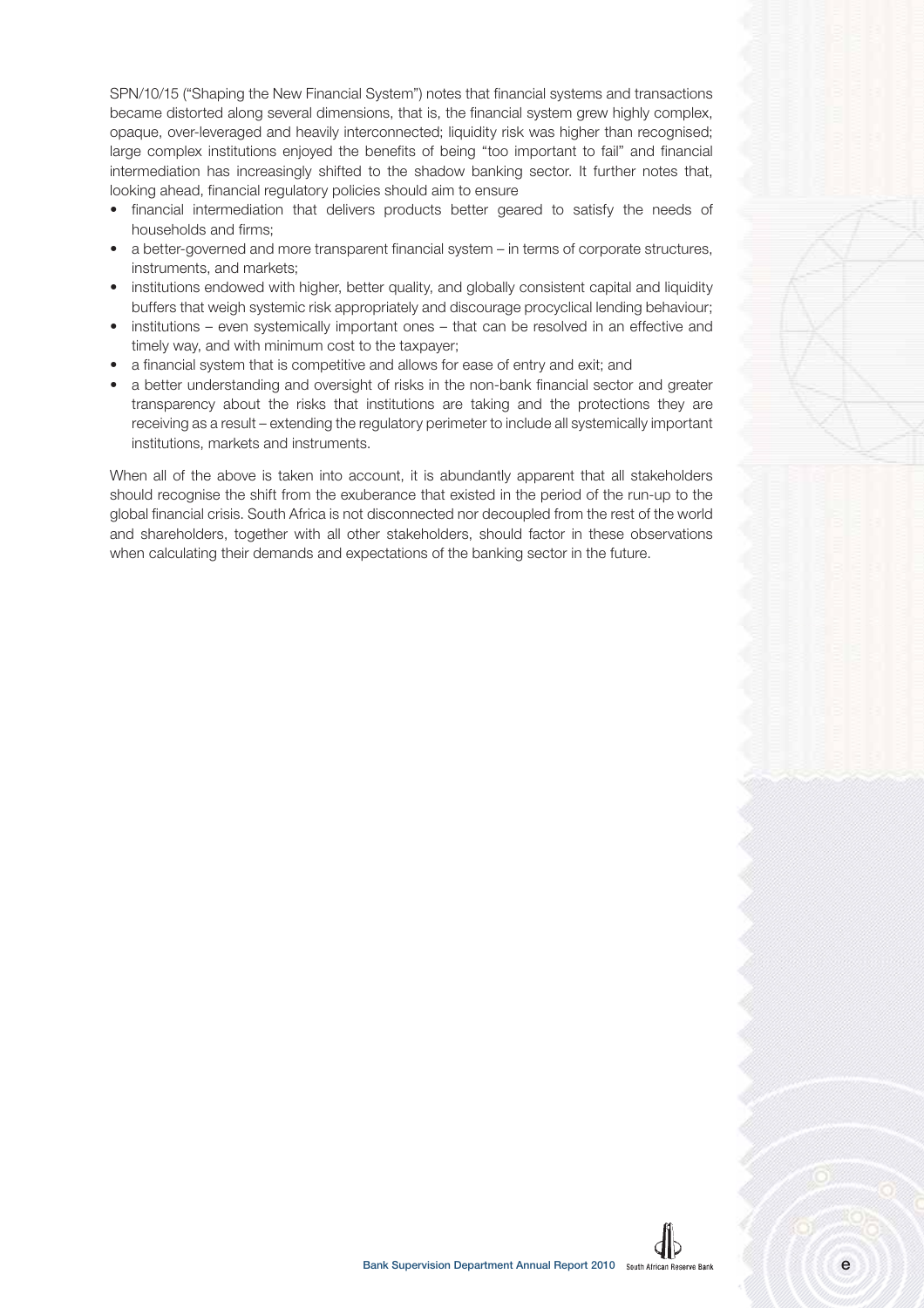SPN/10/15 ("Shaping the New Financial System") notes that financial systems and transactions became distorted along several dimensions, that is, the financial system grew highly complex, opaque, over-leveraged and heavily interconnected; liquidity risk was higher than recognised; large complex institutions enjoyed the benefits of being "too important to fail" and financial intermediation has increasingly shifted to the shadow banking sector. It further notes that, looking ahead, financial regulatory policies should aim to ensure

- financial intermediation that delivers products better geared to satisfy the needs of households and firms;
- a better-governed and more transparent financial system – in terms of corporate structures, instruments, and markets;
- institutions endowed with higher, better quality, and globally consistent capital and liquidity buffers that weigh systemic risk appropriately and discourage procyclical lending behaviour;
- institutions – even systemically important ones – that can be resolved in an effective and timely way, and with minimum cost to the taxpayer;
- a financial system that is competitive and allows for ease of entry and exit; and
- a better understanding and oversight of risks in the non-bank financial sector and greater transparency about the risks that institutions are taking and the protections they are receiving as a result – extending the regulatory perimeter to include all systemically important institutions, markets and instruments.

When all of the above is taken into account, it is abundantly apparent that all stakeholders should recognise the shift from the exuberance that existed in the period of the run-up to the global financial crisis. South Africa is not disconnected nor decoupled from the rest of the world and shareholders, together with all other stakeholders, should factor in these observations when calculating their demands and expectations of the banking sector in the future.